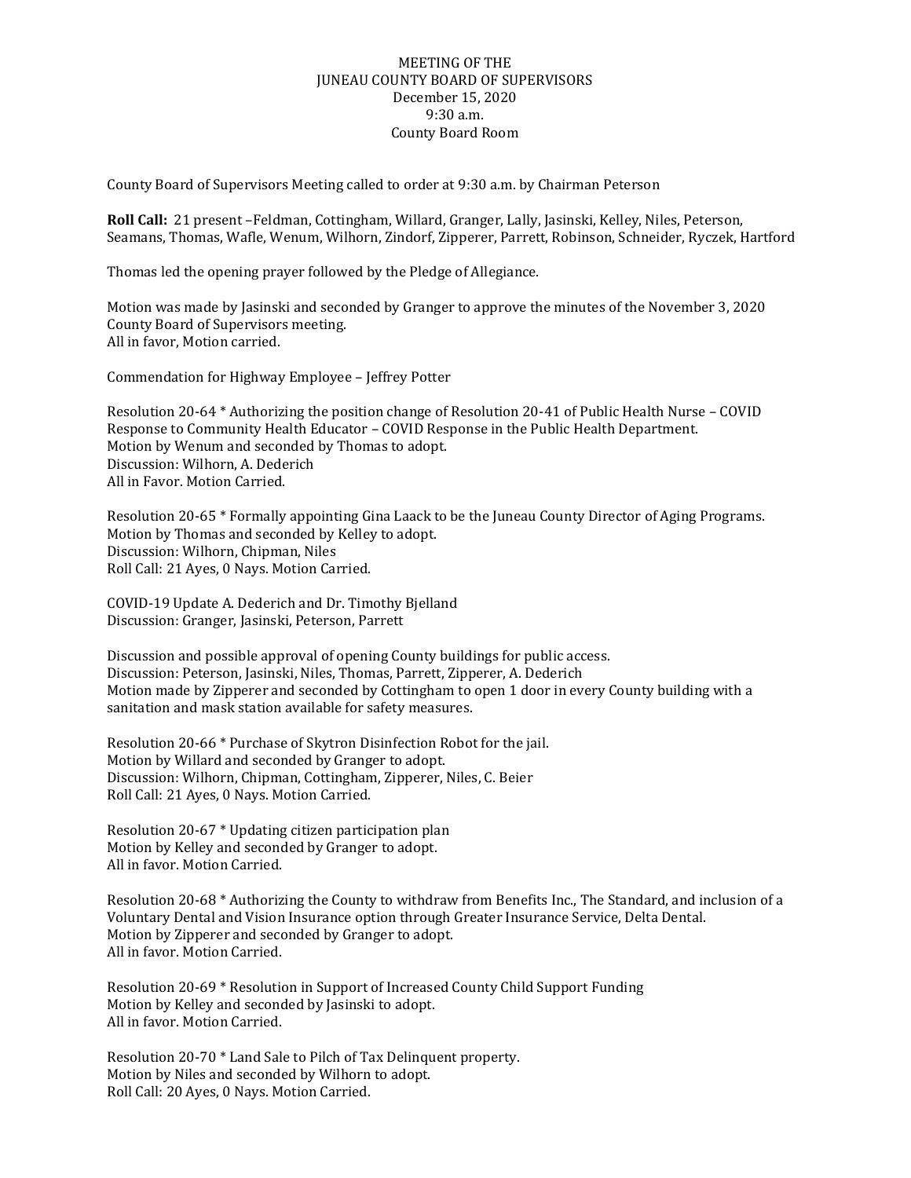MEETING OF THE
JUNEAU COUNTY BOARD OF SUPERVISORS
December 15, 2020
9:30 a.m.
County Board Room

County Board of Supervisors Meeting called to order at 9:30 a.m. by Chairman Peterson

**Roll Call:** 21 present –Feldman, Cottingham, Willard, Granger, Lally, Jasinski, Kelley, Niles, Peterson, Seamans, Thomas, Wafle, Wenum, Wilhorn, Zindorf, Zipperer, Parrett, Robinson, Schneider, Ryczek, Hartford

Thomas led the opening prayer followed by the Pledge of Allegiance.

Motion was made by Jasinski and seconded by Granger to approve the minutes of the November 3, 2020 County Board of Supervisors meeting.
All in favor, Motion carried.

Commendation for Highway Employee – Jeffrey Potter

Resolution 20-64 * Authorizing the position change of Resolution 20-41 of Public Health Nurse – COVID Response to Community Health Educator – COVID Response in the Public Health Department.
Motion by Wenum and seconded by Thomas to adopt.
Discussion: Wilhorn, A. Dederich
All in Favor. Motion Carried.

Resolution 20-65 * Formally appointing Gina Laack to be the Juneau County Director of Aging Programs.
Motion by Thomas and seconded by Kelley to adopt.
Discussion: Wilhorn, Chipman, Niles
Roll Call: 21 Ayes, 0 Nays. Motion Carried.

COVID-19 Update A. Dederich and Dr. Timothy Bjelland
Discussion: Granger, Jasinski, Peterson, Parrett

Discussion and possible approval of opening County buildings for public access.
Discussion: Peterson, Jasinski, Niles, Thomas, Parrett, Zipperer, A. Dederich
Motion made by Zipperer and seconded by Cottingham to open 1 door in every County building with a sanitation and mask station available for safety measures.

Resolution 20-66 * Purchase of Skytron Disinfection Robot for the jail.
Motion by Willard and seconded by Granger to adopt.
Discussion: Wilhorn, Chipman, Cottingham, Zipperer, Niles, C. Beier
Roll Call: 21 Ayes, 0 Nays. Motion Carried.

Resolution 20-67 * Updating citizen participation plan
Motion by Kelley and seconded by Granger to adopt.
All in favor. Motion Carried.

Resolution 20-68 * Authorizing the County to withdraw from Benefits Inc., The Standard, and inclusion of a Voluntary Dental and Vision Insurance option through Greater Insurance Service, Delta Dental.
Motion by Zipperer and seconded by Granger to adopt.
All in favor. Motion Carried.

Resolution 20-69 * Resolution in Support of Increased County Child Support Funding
Motion by Kelley and seconded by Jasinski to adopt.
All in favor. Motion Carried.

Resolution 20-70 * Land Sale to Pilch of Tax Delinquent property.
Motion by Niles and seconded by Wilhorn to adopt.
Roll Call: 20 Ayes, 0 Nays. Motion Carried.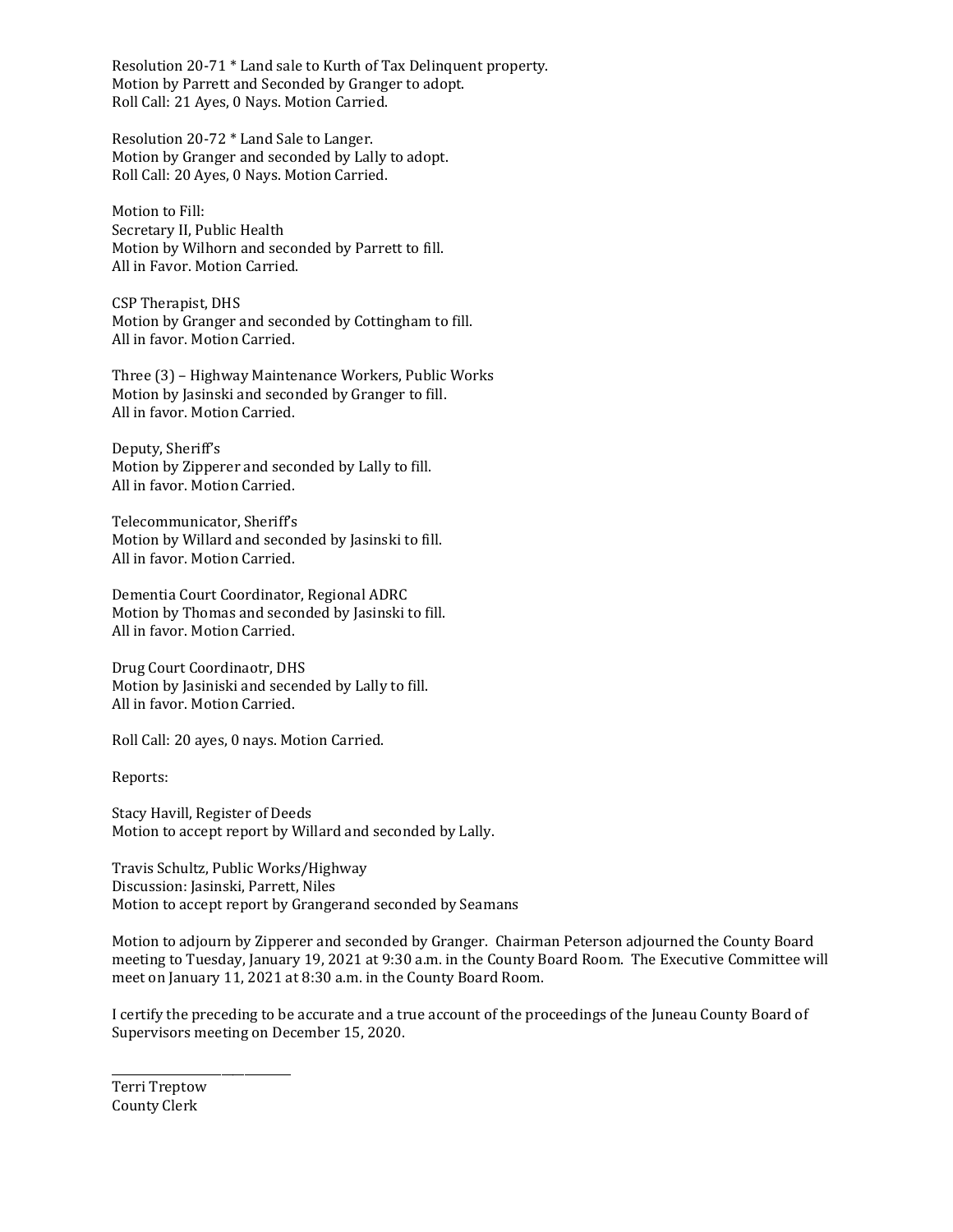Resolution 20-71 * Land sale to Kurth of Tax Delinquent property.
Motion by Parrett and Seconded by Granger to adopt.
Roll Call: 21 Ayes, 0 Nays. Motion Carried.

Resolution 20-72 * Land Sale to Langer.
Motion by Granger and seconded by Lally to adopt.
Roll Call: 20 Ayes, 0 Nays. Motion Carried.

Motion to Fill:
Secretary II, Public Health
Motion by Wilhorn and seconded by Parrett to fill.
All in Favor. Motion Carried.

CSP Therapist, DHS
Motion by Granger and seconded by Cottingham to fill.
All in favor. Motion Carried.

Three (3) – Highway Maintenance Workers, Public Works
Motion by Jasinski and seconded by Granger to fill.
All in favor. Motion Carried.

Deputy, Sheriff's
Motion by Zipperer and seconded by Lally to fill.
All in favor. Motion Carried.

Telecommunicator, Sheriff's
Motion by Willard and seconded by Jasinski to fill.
All in favor. Motion Carried.

Dementia Court Coordinator, Regional ADRC
Motion by Thomas and seconded by Jasinski to fill.
All in favor. Motion Carried.

Drug Court Coordinaotr, DHS
Motion by Jasiniski and secended by Lally to fill.
All in favor. Motion Carried.

Roll Call: 20 ayes, 0 nays. Motion Carried.

Reports:

Stacy Havill, Register of Deeds
Motion to accept report by Willard and seconded by Lally.

Travis Schultz, Public Works/Highway
Discussion: Jasinski, Parrett, Niles
Motion to accept report by Grangerand seconded by Seamans

Motion to adjourn by Zipperer and seconded by Granger. Chairman Peterson adjourned the County Board meeting to Tuesday, January 19, 2021 at 9:30 a.m. in the County Board Room. The Executive Committee will meet on January 11, 2021 at 8:30 a.m. in the County Board Room.

I certify the preceding to be accurate and a true account of the proceedings of the Juneau County Board of Supervisors meeting on December 15, 2020.

______________________________
Terri Treptow
County Clerk